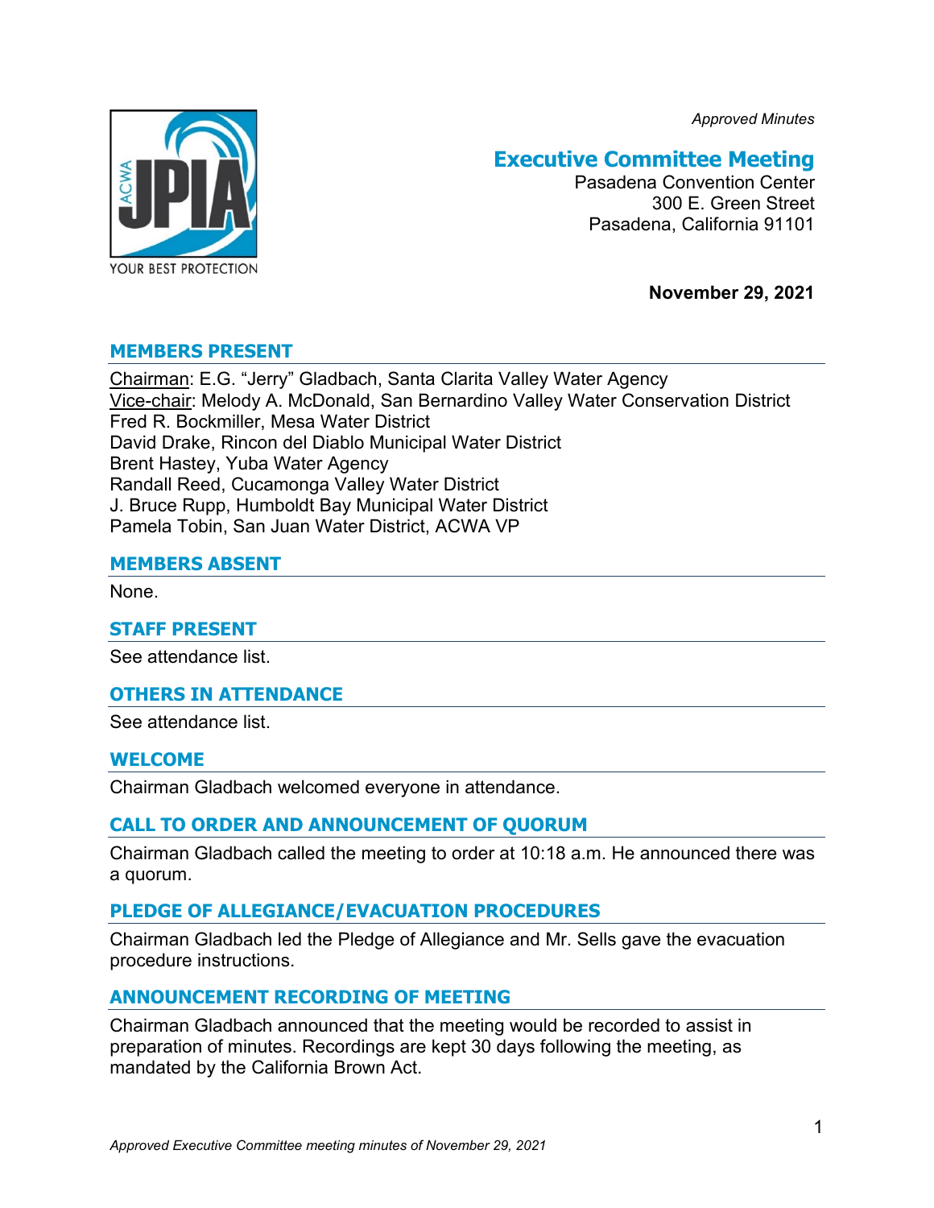*Approved Minutes*

# Executive Committee Meeting

Pasadena Convention Center
300 E. Green Street
Pasadena, California 91101

**November 29, 2021**

## MEMBERS PRESENT

Chairman: E.G. "Jerry" Gladbach, Santa Clarita Valley Water Agency
Vice-chair: Melody A. McDonald, San Bernardino Valley Water Conservation District
Fred R. Bockmiller, Mesa Water District
David Drake, Rincon del Diablo Municipal Water District
Brent Hastey, Yuba Water Agency
Randall Reed, Cucamonga Valley Water District
J. Bruce Rupp, Humboldt Bay Municipal Water District
Pamela Tobin, San Juan Water District, ACWA VP

## MEMBERS ABSENT

None.

## STAFF PRESENT

See attendance list.

## OTHERS IN ATTENDANCE

See attendance list.

## WELCOME

Chairman Gladbach welcomed everyone in attendance.

## CALL TO ORDER AND ANNOUNCEMENT OF QUORUM

Chairman Gladbach called the meeting to order at 10:18 a.m. He announced there was a quorum.

## PLEDGE OF ALLEGIANCE/EVACUATION PROCEDURES

Chairman Gladbach led the Pledge of Allegiance and Mr. Sells gave the evacuation procedure instructions.

## ANNOUNCEMENT RECORDING OF MEETING

Chairman Gladbach announced that the meeting would be recorded to assist in preparation of minutes. Recordings are kept 30 days following the meeting, as mandated by the California Brown Act.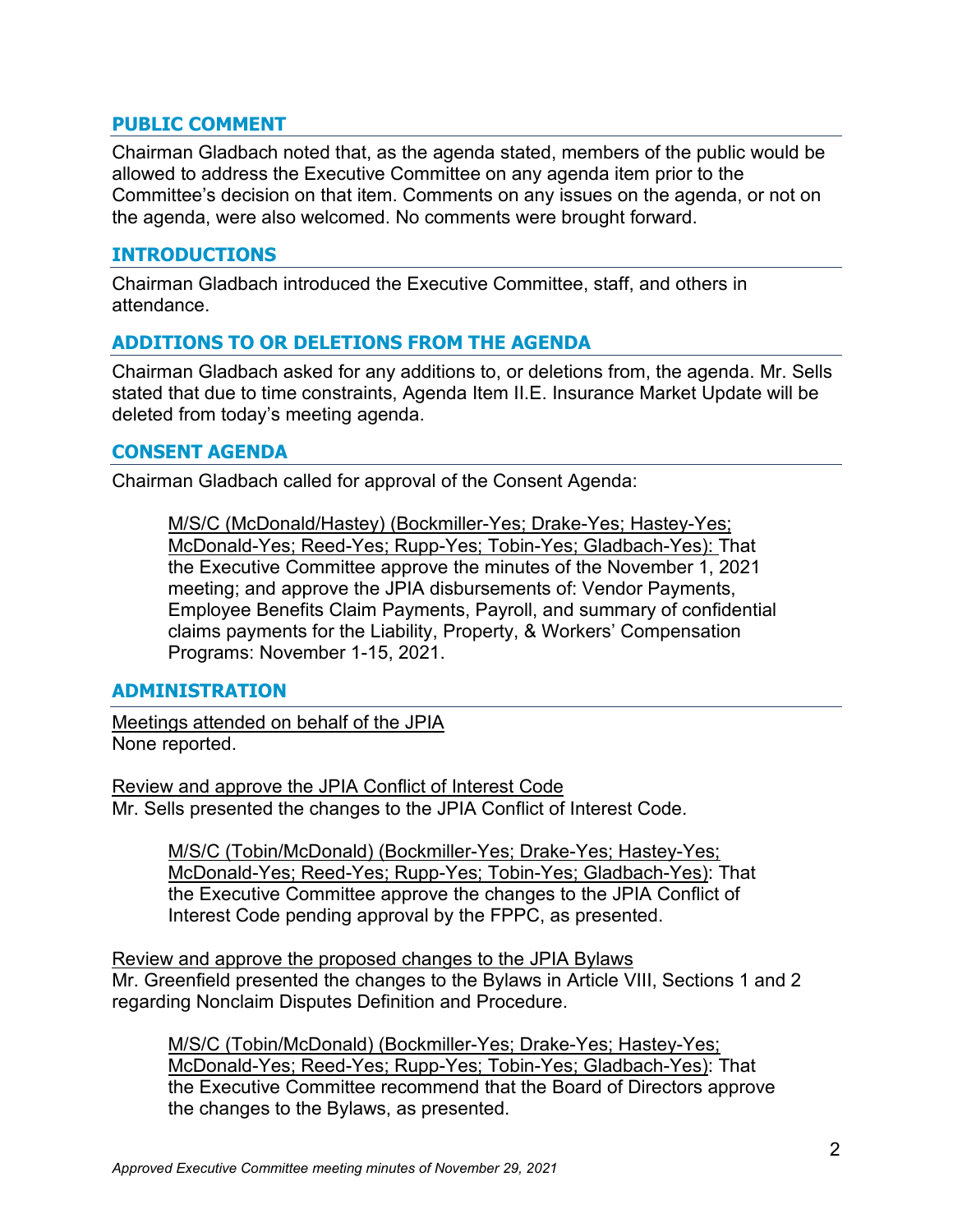## PUBLIC COMMENT

Chairman Gladbach noted that, as the agenda stated, members of the public would be allowed to address the Executive Committee on any agenda item prior to the Committee's decision on that item. Comments on any issues on the agenda, or not on the agenda, were also welcomed. No comments were brought forward.

## INTRODUCTIONS

Chairman Gladbach introduced the Executive Committee, staff, and others in attendance.

## ADDITIONS TO OR DELETIONS FROM THE AGENDA

Chairman Gladbach asked for any additions to, or deletions from, the agenda. Mr. Sells stated that due to time constraints, Agenda Item II.E. Insurance Market Update will be deleted from today's meeting agenda.

## CONSENT AGENDA

Chairman Gladbach called for approval of the Consent Agenda:

> <u>M/S/C (McDonald/Hastey) (Bockmiller-Yes; Drake-Yes; Hastey-Yes; McDonald-Yes; Reed-Yes; Rupp-Yes; Tobin-Yes; Gladbach-Yes):</u> That the Executive Committee approve the minutes of the November 1, 2021 meeting; and approve the JPIA disbursements of: Vendor Payments, Employee Benefits Claim Payments, Payroll, and summary of confidential claims payments for the Liability, Property, & Workers' Compensation Programs: November 1-15, 2021.

## ADMINISTRATION

<u>Meetings attended on behalf of the JPIA</u>
None reported.

<u>Review and approve the JPIA Conflict of Interest Code</u>
Mr. Sells presented the changes to the JPIA Conflict of Interest Code.

> <u>M/S/C (Tobin/McDonald) (Bockmiller-Yes; Drake-Yes; Hastey-Yes; McDonald-Yes; Reed-Yes; Rupp-Yes; Tobin-Yes; Gladbach-Yes)</u>: That the Executive Committee approve the changes to the JPIA Conflict of Interest Code pending approval by the FPPC, as presented.

<u>Review and approve the proposed changes to the JPIA Bylaws</u>
Mr. Greenfield presented the changes to the Bylaws in Article VIII, Sections 1 and 2 regarding Nonclaim Disputes Definition and Procedure.

> <u>M/S/C (Tobin/McDonald) (Bockmiller-Yes; Drake-Yes; Hastey-Yes; McDonald-Yes; Reed-Yes; Rupp-Yes; Tobin-Yes; Gladbach-Yes)</u>: That the Executive Committee recommend that the Board of Directors approve the changes to the Bylaws, as presented.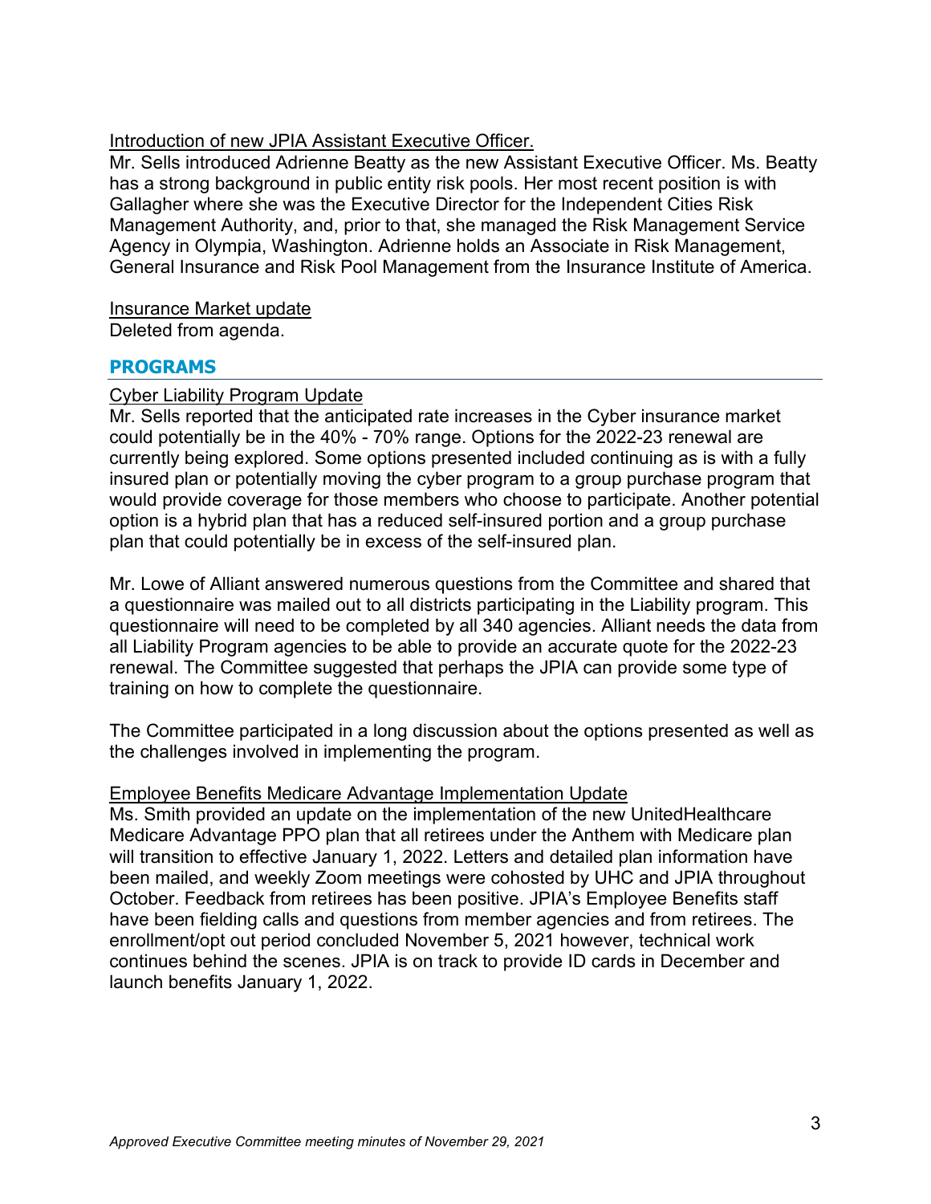Introduction of new JPIA Assistant Executive Officer.

Mr. Sells introduced Adrienne Beatty as the new Assistant Executive Officer. Ms. Beatty has a strong background in public entity risk pools. Her most recent position is with Gallagher where she was the Executive Director for the Independent Cities Risk Management Authority, and, prior to that, she managed the Risk Management Service Agency in Olympia, Washington. Adrienne holds an Associate in Risk Management, General Insurance and Risk Pool Management from the Insurance Institute of America.

Insurance Market update

Deleted from agenda.

## PROGRAMS

Cyber Liability Program Update

Mr. Sells reported that the anticipated rate increases in the Cyber insurance market could potentially be in the 40% - 70% range. Options for the 2022-23 renewal are currently being explored. Some options presented included continuing as is with a fully insured plan or potentially moving the cyber program to a group purchase program that would provide coverage for those members who choose to participate. Another potential option is a hybrid plan that has a reduced self-insured portion and a group purchase plan that could potentially be in excess of the self-insured plan.

Mr. Lowe of Alliant answered numerous questions from the Committee and shared that a questionnaire was mailed out to all districts participating in the Liability program. This questionnaire will need to be completed by all 340 agencies. Alliant needs the data from all Liability Program agencies to be able to provide an accurate quote for the 2022-23 renewal. The Committee suggested that perhaps the JPIA can provide some type of training on how to complete the questionnaire.

The Committee participated in a long discussion about the options presented as well as the challenges involved in implementing the program.

Employee Benefits Medicare Advantage Implementation Update

Ms. Smith provided an update on the implementation of the new UnitedHealthcare Medicare Advantage PPO plan that all retirees under the Anthem with Medicare plan will transition to effective January 1, 2022. Letters and detailed plan information have been mailed, and weekly Zoom meetings were cohosted by UHC and JPIA throughout October. Feedback from retirees has been positive. JPIA's Employee Benefits staff have been fielding calls and questions from member agencies and from retirees. The enrollment/opt out period concluded November 5, 2021 however, technical work continues behind the scenes. JPIA is on track to provide ID cards in December and launch benefits January 1, 2022.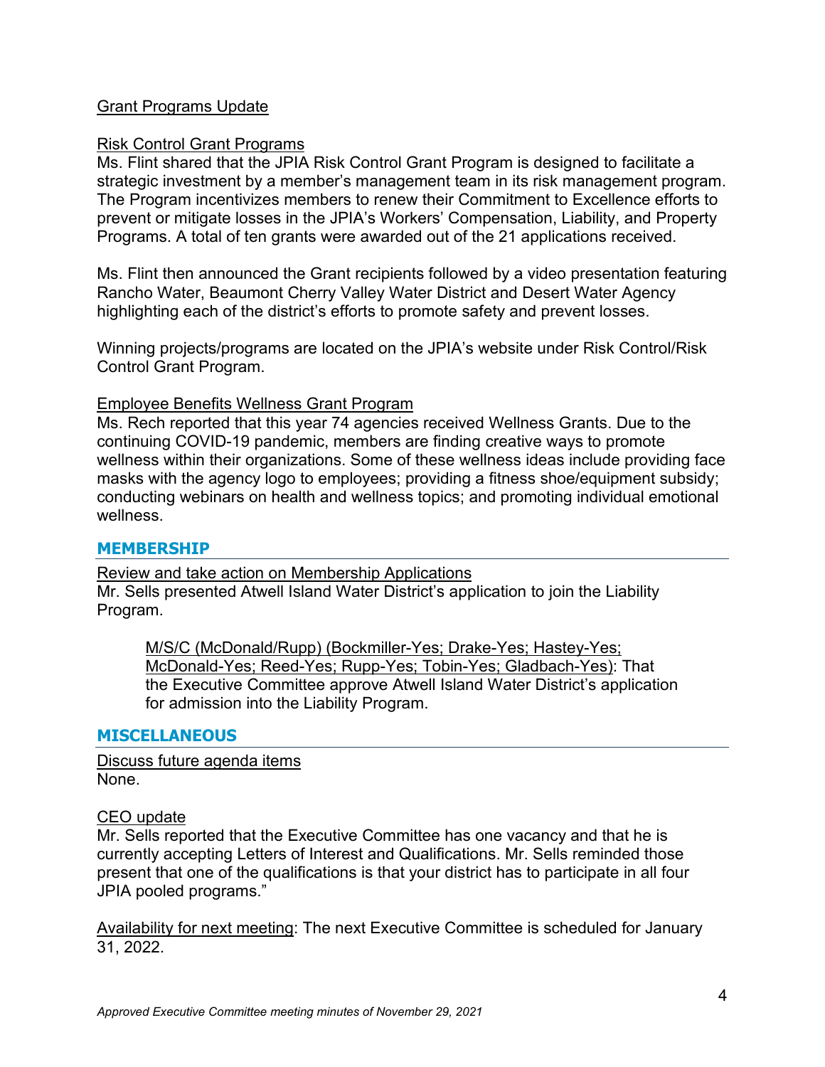Grant Programs Update

Risk Control Grant Programs

Ms. Flint shared that the JPIA Risk Control Grant Program is designed to facilitate a strategic investment by a member's management team in its risk management program. The Program incentivizes members to renew their Commitment to Excellence efforts to prevent or mitigate losses in the JPIA's Workers' Compensation, Liability, and Property Programs. A total of ten grants were awarded out of the 21 applications received.

Ms. Flint then announced the Grant recipients followed by a video presentation featuring Rancho Water, Beaumont Cherry Valley Water District and Desert Water Agency highlighting each of the district's efforts to promote safety and prevent losses.

Winning projects/programs are located on the JPIA's website under Risk Control/Risk Control Grant Program.

Employee Benefits Wellness Grant Program

Ms. Rech reported that this year 74 agencies received Wellness Grants. Due to the continuing COVID-19 pandemic, members are finding creative ways to promote wellness within their organizations. Some of these wellness ideas include providing face masks with the agency logo to employees; providing a fitness shoe/equipment subsidy; conducting webinars on health and wellness topics; and promoting individual emotional wellness.

## MEMBERSHIP

Review and take action on Membership Applications

Mr. Sells presented Atwell Island Water District's application to join the Liability Program.

> M/S/C (McDonald/Rupp) (Bockmiller-Yes; Drake-Yes; Hastey-Yes; McDonald-Yes; Reed-Yes; Rupp-Yes; Tobin-Yes; Gladbach-Yes): That the Executive Committee approve Atwell Island Water District's application for admission into the Liability Program.

## MISCELLANEOUS

Discuss future agenda items

None.

CEO update

Mr. Sells reported that the Executive Committee has one vacancy and that he is currently accepting Letters of Interest and Qualifications. Mr. Sells reminded those present that one of the qualifications is that your district has to participate in all four JPIA pooled programs."

Availability for next meeting: The next Executive Committee is scheduled for January 31, 2022.

*Approved Executive Committee meeting minutes of November 29, 2021*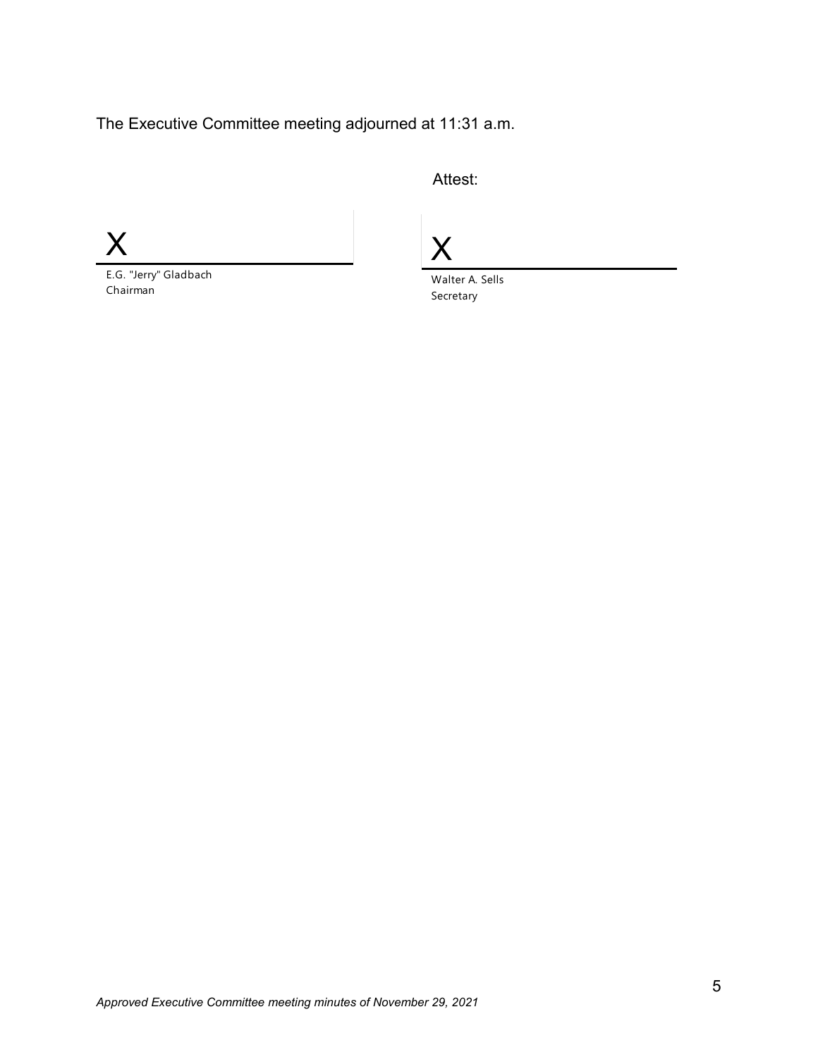The Executive Committee meeting adjourned at 11:31 a.m.

Attest:

X
E.G. "Jerry" Gladbach
Chairman

X
Walter A. Sells
Secretary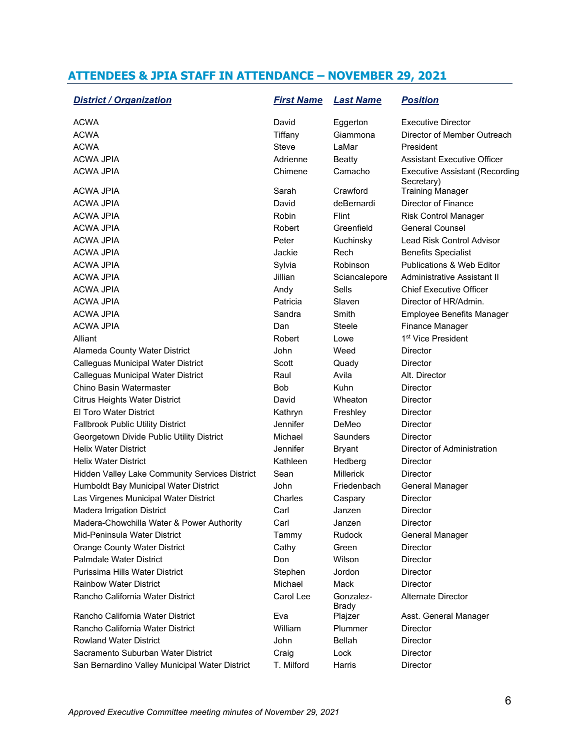## ATTENDEES & JPIA STAFF IN ATTENDANCE – NOVEMBER 29, 2021

| ***District / Organization*** | ***First Name*** | ***Last Name*** | ***Position*** |
|---|---|---|---|
| ACWA | David | Eggerton | Executive Director |
| ACWA | Tiffany | Giammona | Director of Member Outreach |
| ACWA | Steve | LaMar | President |
| ACWA JPIA | Adrienne | Beatty | Assistant Executive Officer |
| ACWA JPIA | Chimene | Camacho | Executive Assistant (Recording Secretary) |
| ACWA JPIA | Sarah | Crawford | Training Manager |
| ACWA JPIA | David | deBernardi | Director of Finance |
| ACWA JPIA | Robin | Flint | Risk Control Manager |
| ACWA JPIA | Robert | Greenfield | General Counsel |
| ACWA JPIA | Peter | Kuchinsky | Lead Risk Control Advisor |
| ACWA JPIA | Jackie | Rech | Benefits Specialist |
| ACWA JPIA | Sylvia | Robinson | Publications & Web Editor |
| ACWA JPIA | Jillian | Sciancalepore | Administrative Assistant II |
| ACWA JPIA | Andy | Sells | Chief Executive Officer |
| ACWA JPIA | Patricia | Slaven | Director of HR/Admin. |
| ACWA JPIA | Sandra | Smith | Employee Benefits Manager |
| ACWA JPIA | Dan | Steele | Finance Manager |
| Alliant | Robert | Lowe | 1st Vice President |
| Alameda County Water District | John | Weed | Director |
| Calleguas Municipal Water District | Scott | Quady | Director |
| Calleguas Municipal Water District | Raul | Avila | Alt. Director |
| Chino Basin Watermaster | Bob | Kuhn | Director |
| Citrus Heights Water District | David | Wheaton | Director |
| El Toro Water District | Kathryn | Freshley | Director |
| Fallbrook Public Utility District | Jennifer | DeMeo | Director |
| Georgetown Divide Public Utility District | Michael | Saunders | Director |
| Helix Water District | Jennifer | Bryant | Director of Administration |
| Helix Water District | Kathleen | Hedberg | Director |
| Hidden Valley Lake Community Services District | Sean | Millerick | Director |
| Humboldt Bay Municipal Water District | John | Friedenbach | General Manager |
| Las Virgenes Municipal Water District | Charles | Caspary | Director |
| Madera Irrigation District | Carl | Janzen | Director |
| Madera-Chowchilla Water & Power Authority | Carl | Janzen | Director |
| Mid-Peninsula Water District | Tammy | Rudock | General Manager |
| Orange County Water District | Cathy | Green | Director |
| Palmdale Water District | Don | Wilson | Director |
| Purissima Hills Water District | Stephen | Jordon | Director |
| Rainbow Water District | Michael | Mack | Director |
| Rancho California Water District | Carol Lee | Gonzalez-Brady | Alternate Director |
| Rancho California Water District | Eva | Plajzer | Asst. General Manager |
| Rancho California Water District | William | Plummer | Director |
| Rowland Water District | John | Bellah | Director |
| Sacramento Suburban Water District | Craig | Lock | Director |
| San Bernardino Valley Municipal Water District | T. Milford | Harris | Director |

*Approved Executive Committee meeting minutes of November 29, 2021*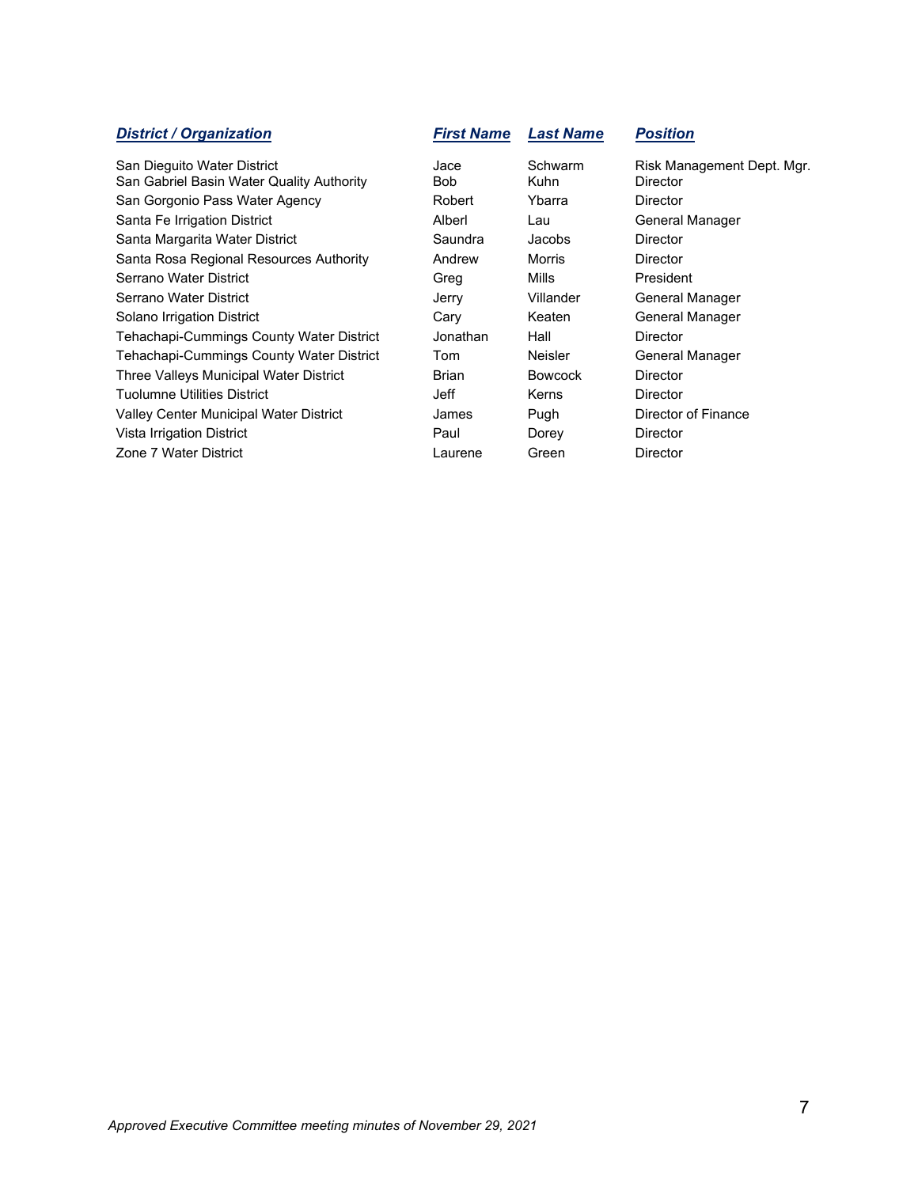| *District / Organization* | *First Name* | *Last Name* | *Position* |
|---|---|---|---|
| San Dieguito Water District | Jace | Schwarm | Risk Management Dept. Mgr. |
| San Gabriel Basin Water Quality Authority | Bob | Kuhn | Director |
| San Gorgonio Pass Water Agency | Robert | Ybarra | Director |
| Santa Fe Irrigation District | Alberl | Lau | General Manager |
| Santa Margarita Water District | Saundra | Jacobs | Director |
| Santa Rosa Regional Resources Authority | Andrew | Morris | Director |
| Serrano Water District | Greg | Mills | President |
| Serrano Water District | Jerry | Villander | General Manager |
| Solano Irrigation District | Cary | Keaten | General Manager |
| Tehachapi-Cummings County Water District | Jonathan | Hall | Director |
| Tehachapi-Cummings County Water District | Tom | Neisler | General Manager |
| Three Valleys Municipal Water District | Brian | Bowcock | Director |
| Tuolumne Utilities District | Jeff | Kerns | Director |
| Valley Center Municipal Water District | James | Pugh | Director of Finance |
| Vista Irrigation District | Paul | Dorey | Director |
| Zone 7 Water District | Laurene | Green | Director |

*Approved Executive Committee meeting minutes of November 29, 2021*